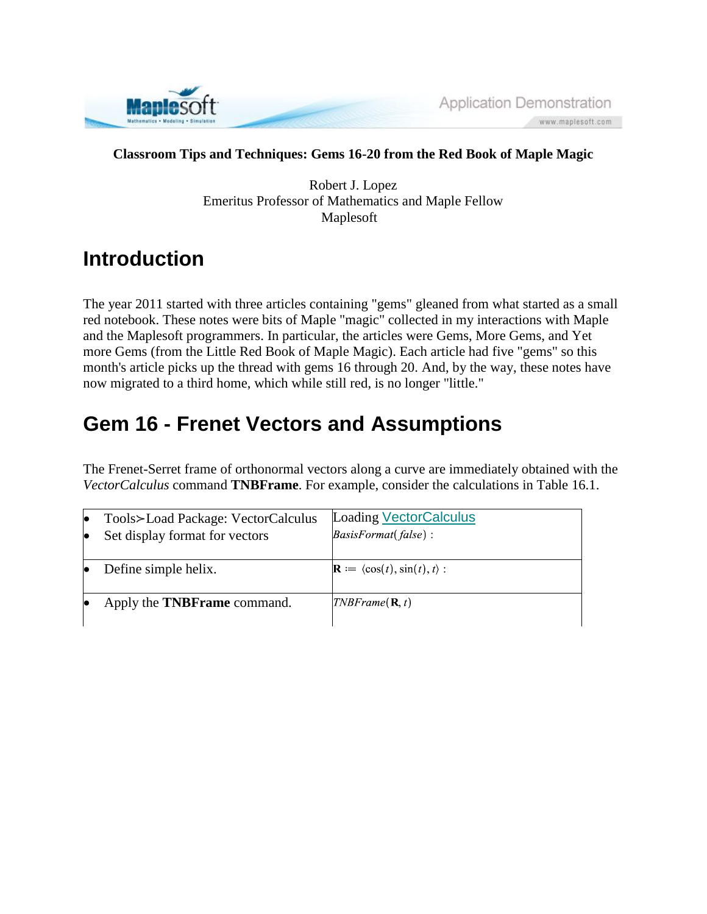**Classroom Tips and Techniques: Gems 16-20 from the Red Book of Maple Magic**

Robert J. Lopez
Emeritus Professor of Mathematics and Maple Fellow
Maplesoft

# Introduction

The year 2011 started with three articles containing "gems" gleaned from what started as a small red notebook. These notes were bits of Maple "magic" collected in my interactions with Maple and the Maplesoft programmers. In particular, the articles were Gems, More Gems, and Yet more Gems (from the Little Red Book of Maple Magic). Each article had five "gems" so this month's article picks up the thread with gems 16 through 20. And, by the way, these notes have now migrated to a third home, which while still red, is no longer "little."

# Gem 16 - Frenet Vectors and Assumptions

The Frenet-Serret frame of orthonormal vectors along a curve are immediately obtained with the *VectorCalculus* command **TNBFrame**. For example, consider the calculations in Table 16.1.

| | |
|---|---|
| • Tools≻Load Package: VectorCalculus<br>• Set display format for vectors | Loading VectorCalculus<br>*BasisFormat*(*false*) : |
| • Define simple helix. | $\mathbf{R} := \langle \cos(t), \sin(t), t \rangle$ : |
| • Apply the **TNBFrame** command. | $TNBFrame(\mathbf{R}, t)$ |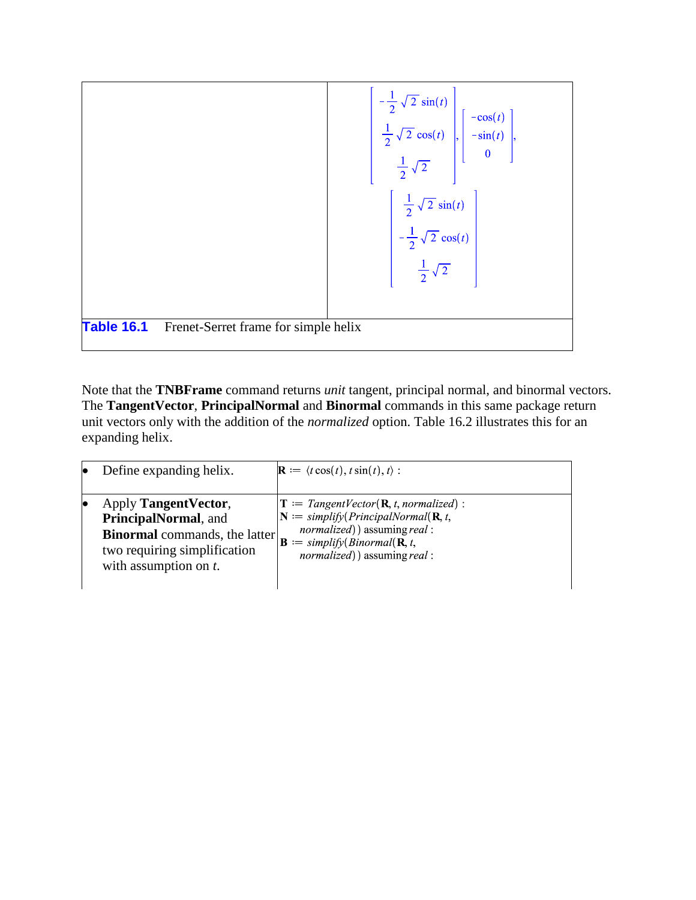| | |
|---|---|
| | $$\left[\begin{array}{c} -\frac{1}{2}\sqrt{2}\sin(t) \\ \frac{1}{2}\sqrt{2}\cos(t) \\ \frac{1}{2}\sqrt{2} \end{array}\right], \left[\begin{array}{c} -\cos(t) \\ -\sin(t) \\ 0 \end{array}\right], \left[\begin{array}{c} \frac{1}{2}\sqrt{2}\sin(t) \\ -\frac{1}{2}\sqrt{2}\cos(t) \\ \frac{1}{2}\sqrt{2} \end{array}\right]$$ |
| **Table 16.1** Frenet-Serret frame for simple helix | |

Note that the **TNBFrame** command returns *unit* tangent, principal normal, and binormal vectors. The **TangentVector**, **PrincipalNormal** and **Binormal** commands in this same package return unit vectors only with the addition of the *normalized* option. Table 16.2 illustrates this for an expanding helix.

| | |
|---|---|
| • Define expanding helix. | $\mathbf{R} := \langle t\cos(t), t\sin(t), t\rangle$ : |
| • Apply **TangentVector**, **PrincipalNormal**, and **Binormal** commands, the latter two requiring simplification with assumption on *t*. | $\mathbf{T} := \mathit{TangentVector}(\mathbf{R}, t, \mathit{normalized})$ :<br>$\mathbf{N} := \mathit{simplify}(\mathit{PrincipalNormal}(\mathbf{R}, t, \mathit{normalized}))$ assuming *real* :<br>$\mathbf{B} := \mathit{simplify}(\mathit{Binormal}(\mathbf{R}, t, \mathit{normalized}))$ assuming *real* : |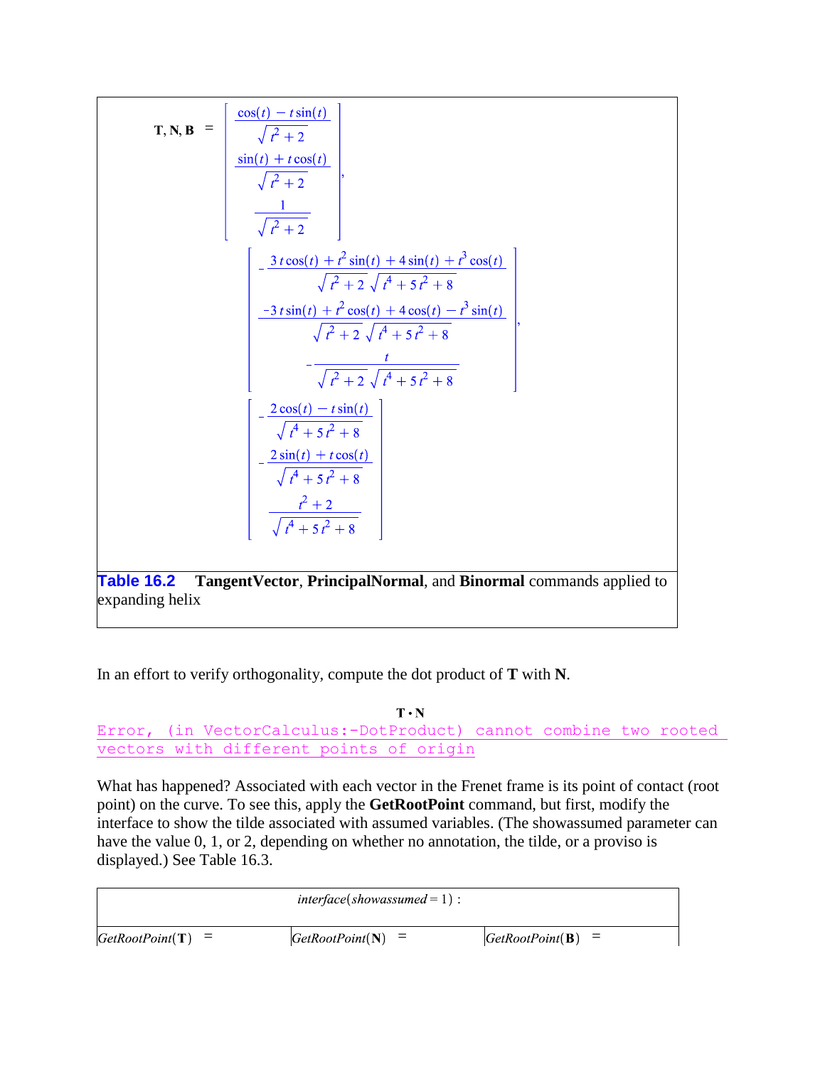$$\mathbf{T}, \mathbf{N}, \mathbf{B} = \begin{bmatrix} \dfrac{\cos(t) - t\sin(t)}{\sqrt{t^2+2}} \\[2ex] \dfrac{\sin(t) + t\cos(t)}{\sqrt{t^2+2}} \\[2ex] \dfrac{1}{\sqrt{t^2+2}} \end{bmatrix}, \begin{bmatrix} -\dfrac{3\,t\cos(t) + t^2\sin(t) + 4\sin(t) + t^3\cos(t)}{\sqrt{t^2+2}\,\sqrt{t^4+5\,t^2+8}} \\[2ex] \dfrac{-3\,t\sin(t) + t^2\cos(t) + 4\cos(t) - t^3\sin(t)}{\sqrt{t^2+2}\,\sqrt{t^4+5\,t^2+8}} \\[2ex] -\dfrac{t}{\sqrt{t^2+2}\,\sqrt{t^4+5\,t^2+8}} \end{bmatrix}, \begin{bmatrix} -\dfrac{2\cos(t) - t\sin(t)}{\sqrt{t^4+5\,t^2+8}} \\[2ex] -\dfrac{2\sin(t) + t\cos(t)}{\sqrt{t^4+5\,t^2+8}} \\[2ex] \dfrac{t^2+2}{\sqrt{t^4+5\,t^2+8}} \end{bmatrix}$$

**Table 16.2** **TangentVector**, **PrincipalNormal**, and **Binormal** commands applied to expanding helix

In an effort to verify orthogonality, compute the dot product of **T** with **N**.

$$\mathbf{T} \cdot \mathbf{N}$$

```
Error, (in VectorCalculus:-DotProduct) cannot combine two rooted vectors with different points of origin
```

What has happened? Associated with each vector in the Frenet frame is its point of contact (root point) on the curve. To see this, apply the **GetRootPoint** command, but first, modify the interface to show the tilde associated with assumed variables. (The showassumed parameter can have the value 0, 1, or 2, depending on whether no annotation, the tilde, or a proviso is displayed.) See Table 16.3.

| $interface(showassumed = 1):$ | | |
|---|---|---|
| $GetRootPoint(\mathbf{T})$ = | $GetRootPoint(\mathbf{N})$ = | $GetRootPoint(\mathbf{B})$ = |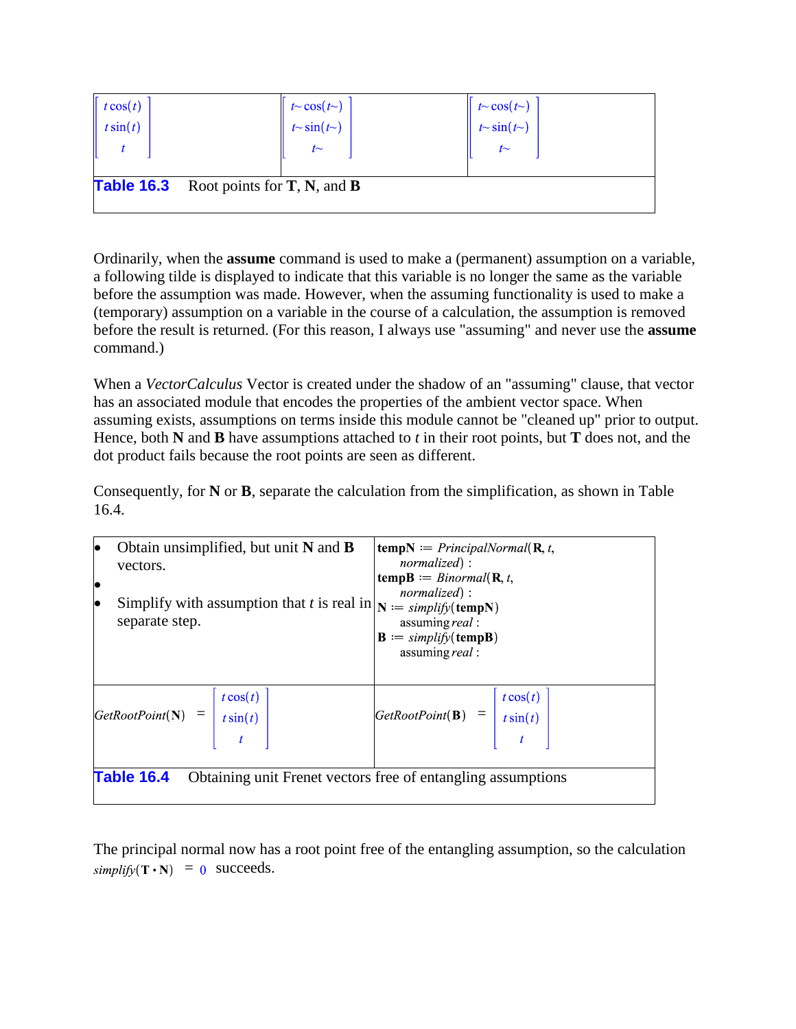| $\begin{bmatrix} t\cos(t) \\ t\sin(t) \\ t \end{bmatrix}$ | $\begin{bmatrix} t\sim\cos(t\sim) \\ t\sim\sin(t\sim) \\ t\sim \end{bmatrix}$ | $\begin{bmatrix} t\sim\cos(t\sim) \\ t\sim\sin(t\sim) \\ t\sim \end{bmatrix}$ |
|---|---|---|
| **Table 16.3** Root points for **T**, **N**, and **B** | | |

Ordinarily, when the **assume** command is used to make a (permanent) assumption on a variable, a following tilde is displayed to indicate that this variable is no longer the same as the variable before the assumption was made. However, when the assuming functionality is used to make a (temporary) assumption on a variable in the course of a calculation, the assumption is removed before the result is returned. (For this reason, I always use "assuming" and never use the **assume** command.)

When a *VectorCalculus* Vector is created under the shadow of an "assuming" clause, that vector has an associated module that encodes the properties of the ambient vector space. When assuming exists, assumptions on terms inside this module cannot be "cleaned up" prior to output. Hence, both **N** and **B** have assumptions attached to *t* in their root points, but **T** does not, and the dot product fails because the root points are seen as different.

Consequently, for **N** or **B**, separate the calculation from the simplification, as shown in Table 16.4.

| | |
|---|---|
| • Obtain unsimplified, but unit **N** and **B** vectors.<br>•<br>• Simplify with assumption that *t* is real in separate step. | **tempN** := *PrincipalNormal*(**R**, *t*, *normalized*) :<br>**tempB** := *Binormal*(**R**, *t*, *normalized*) :<br>**N** := *simplify*(**tempN**) assuming *real* :<br>**B** := *simplify*(**tempB**) assuming *real* : |
| *GetRootPoint*(**N**) = $\begin{bmatrix} t\cos(t) \\ t\sin(t) \\ t \end{bmatrix}$ | *GetRootPoint*(**B**) = $\begin{bmatrix} t\cos(t) \\ t\sin(t) \\ t \end{bmatrix}$ |
| **Table 16.4** Obtaining unit Frenet vectors free of entangling assumptions | |

The principal normal now has a root point free of the entangling assumption, so the calculation $simplify(\mathbf{T} \cdot \mathbf{N}) = 0$ succeeds.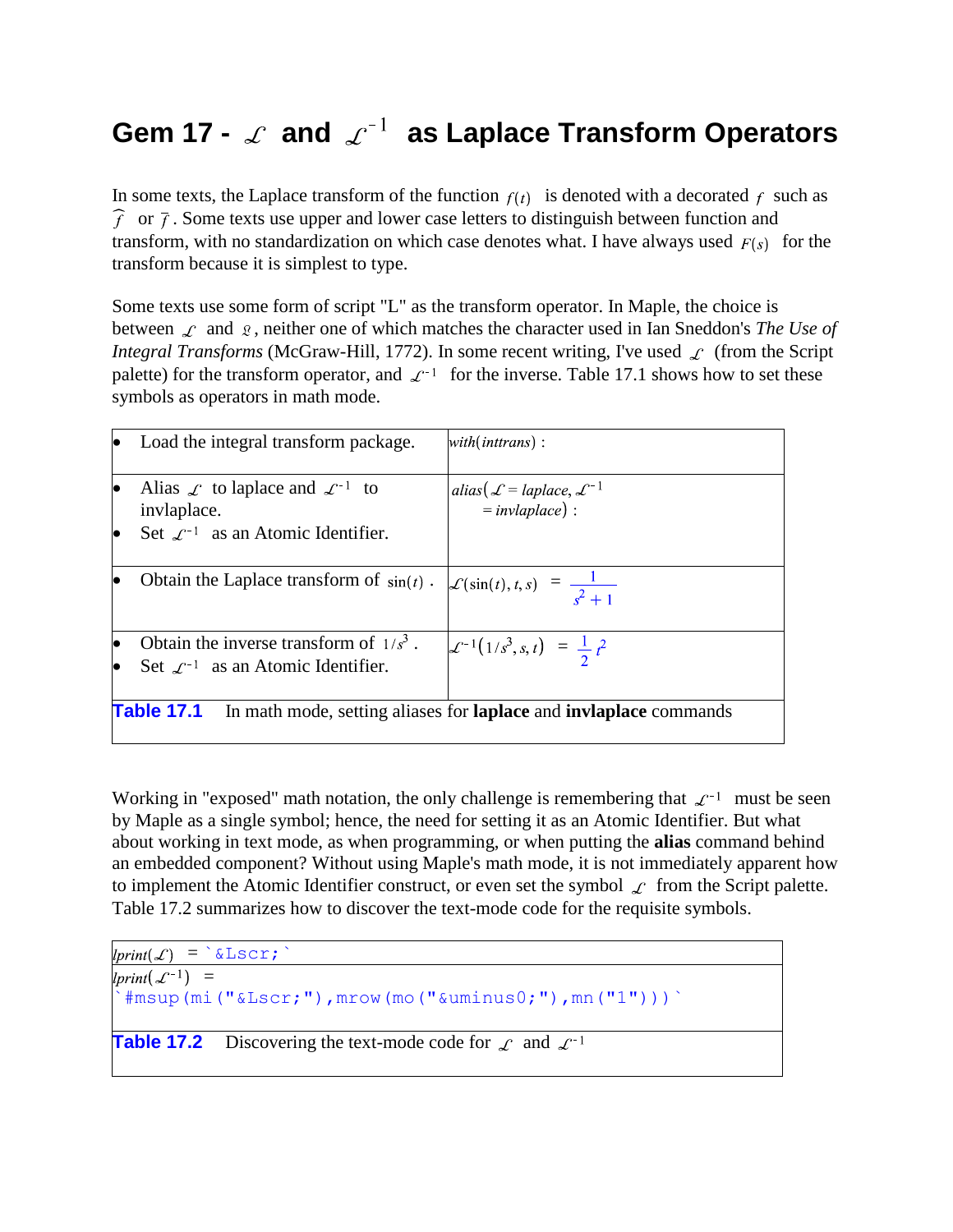# Gem 17 - $\mathcal{L}$ and $\mathcal{L}^{-1}$ as Laplace Transform Operators

In some texts, the Laplace transform of the function $f(t)$ is denoted with a decorated $f$ such as $\widehat{f}$ or $\bar{f}$. Some texts use upper and lower case letters to distinguish between function and transform, with no standardization on which case denotes what. I have always used $F(s)$ for the transform because it is simplest to type.

Some texts use some form of script "L" as the transform operator. In Maple, the choice is between $\mathcal{L}$ and $\mathfrak{L}$, neither one of which matches the character used in Ian Sneddon's *The Use of Integral Transforms* (McGraw-Hill, 1772). In some recent writing, I've used $\mathcal{L}$ (from the Script palette) for the transform operator, and $\mathcal{L}^{-1}$ for the inverse. Table 17.1 shows how to set these symbols as operators in math mode.

| | |
|---|---|
| • Load the integral transform package. | $with(inttrans)$ : |
| • Alias $\mathcal{L}$ to laplace and $\mathcal{L}^{-1}$ to invlaplace.<br>• Set $\mathcal{L}^{-1}$ as an Atomic Identifier. | $alias(\mathcal{L} = laplace, \mathcal{L}^{-1} = invlaplace)$ : |
| • Obtain the Laplace transform of $\sin(t)$ . | $\mathcal{L}(\sin(t), t, s) \;=\; \frac{1}{s^2+1}$ |
| • Obtain the inverse transform of $1/s^3$ .<br>• Set $\mathcal{L}^{-1}$ as an Atomic Identifier. | $\mathcal{L}^{-1}(1/s^3, s, t) \;=\; \frac{1}{2}t^2$ |

**Table 17.1** In math mode, setting aliases for **laplace** and **invlaplace** commands

Working in "exposed" math notation, the only challenge is remembering that $\mathcal{L}^{-1}$ must be seen by Maple as a single symbol; hence, the need for setting it as an Atomic Identifier. But what about working in text mode, as when programming, or when putting the **alias** command behind an embedded component? Without using Maple's math mode, it is not immediately apparent how to implement the Atomic Identifier construct, or even set the symbol $\mathcal{L}$ from the Script palette. Table 17.2 summarizes how to discover the text-mode code for the requisite symbols.

| |
|---|
| $lprint(\mathcal{L})$ = `` `&Lscr;` `` |
| $lprint(\mathcal{L}^{-1})$ = `` `#msup(mi("&Lscr;"),mrow(mo("&uminus0;"),mn("1")))` `` |

**Table 17.2** Discovering the text-mode code for $\mathcal{L}$ and $\mathcal{L}^{-1}$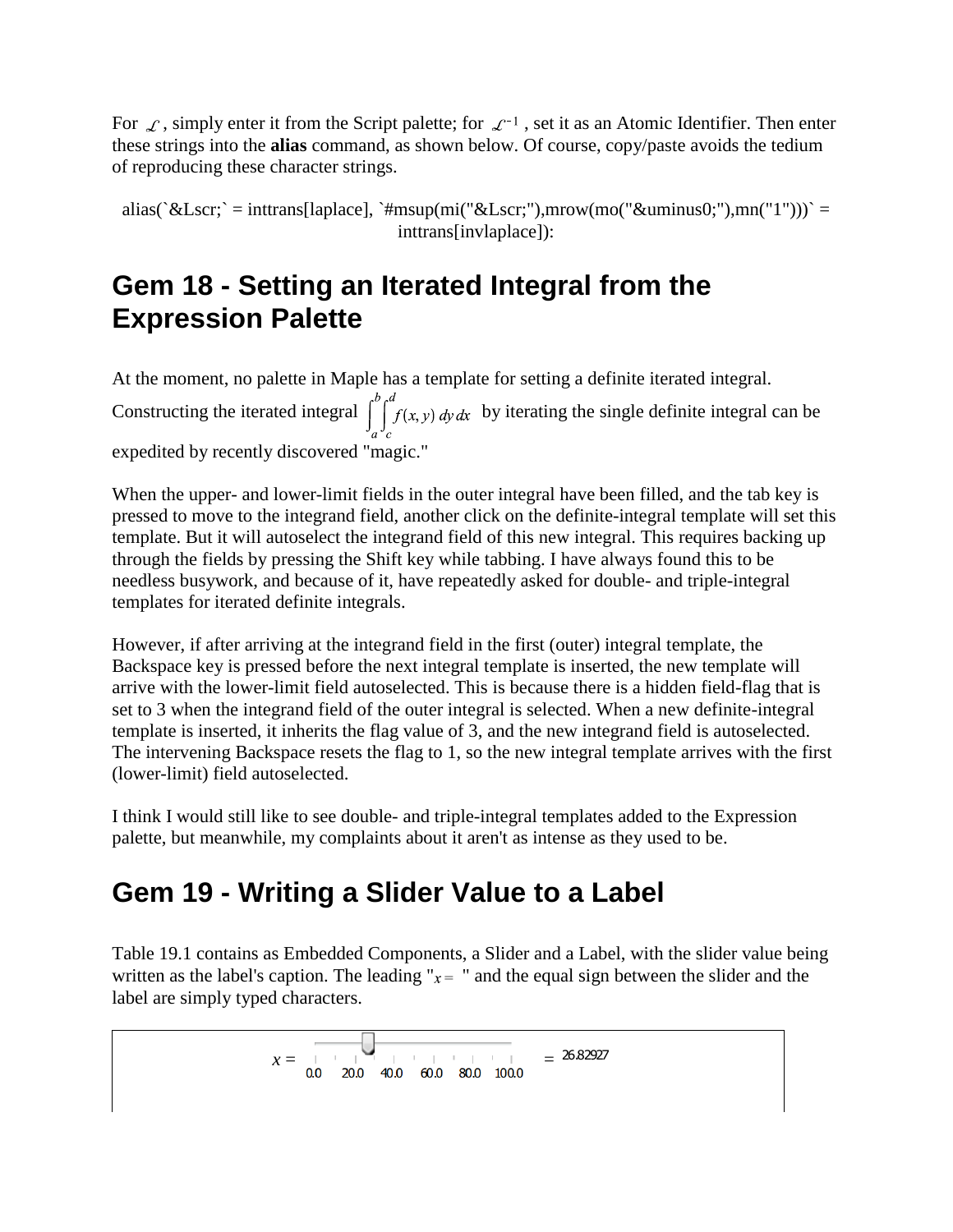For $\mathscr{L}$, simply enter it from the Script palette; for $\mathscr{L}^{-1}$, set it as an Atomic Identifier. Then enter these strings into the **alias** command, as shown below. Of course, copy/paste avoids the tedium of reproducing these character strings.

```
alias(`&Lscr;` = inttrans[laplace], `#msup(mi("&Lscr;"),mrow(mo("&uminus0;"),mn("1")))` =
inttrans[invlaplace]):
```

## Gem 18 - Setting an Iterated Integral from the Expression Palette

At the moment, no palette in Maple has a template for setting a definite iterated integral. Constructing the iterated integral $\int_a^b \int_c^d f(x, y)\, dy\, dx$ by iterating the single definite integral can be expedited by recently discovered "magic."

When the upper- and lower-limit fields in the outer integral have been filled, and the tab key is pressed to move to the integrand field, another click on the definite-integral template will set this template. But it will autoselect the integrand field of this new integral. This requires backing up through the fields by pressing the Shift key while tabbing. I have always found this to be needless busywork, and because of it, have repeatedly asked for double- and triple-integral templates for iterated definite integrals.

However, if after arriving at the integrand field in the first (outer) integral template, the Backspace key is pressed before the next integral template is inserted, the new template will arrive with the lower-limit field autoselected. This is because there is a hidden field-flag that is set to 3 when the integrand field of the outer integral is selected. When a new definite-integral template is inserted, it inherits the flag value of 3, and the new integrand field is autoselected. The intervening Backspace resets the flag to 1, so the new integral template arrives with the first (lower-limit) field autoselected.

I think I would still like to see double- and triple-integral templates added to the Expression palette, but meanwhile, my complaints about it aren't as intense as they used to be.

## Gem 19 - Writing a Slider Value to a Label

Table 19.1 contains as Embedded Components, a Slider and a Label, with the slider value being written as the label's caption. The leading "$x =$ " and the equal sign between the slider and the label are simply typed characters.

| $x =$ [slider: 0.0 20.0 40.0 60.0 80.0 100.0] $=$ 26.82927 |
|---|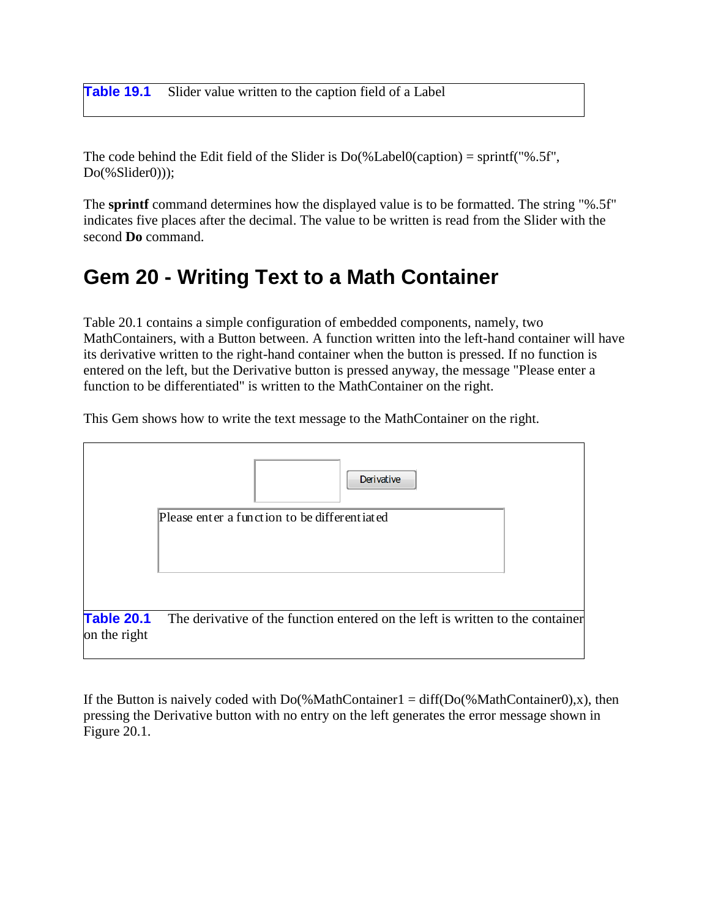**Table 19.1** Slider value written to the caption field of a Label

The code behind the Edit field of the Slider is Do(%Label0(caption) = sprintf("%.5f", Do(%Slider0)));

The **sprintf** command determines how the displayed value is to be formatted. The string "%.5f" indicates five places after the decimal. The value to be written is read from the Slider with the second **Do** command.

## Gem 20 - Writing Text to a Math Container

Table 20.1 contains a simple configuration of embedded components, namely, two MathContainers, with a Button between. A function written into the left-hand container will have its derivative written to the right-hand container when the button is pressed. If no function is entered on the left, but the Derivative button is pressed anyway, the message "Please enter a function to be differentiated" is written to the MathContainer on the right.

This Gem shows how to write the text message to the MathContainer on the right.

Derivative

Please enter a function to be differentiated

**Table 20.1** The derivative of the function entered on the left is written to the container on the right

If the Button is naively coded with Do(%MathContainer1 = diff(Do(%MathContainer0),x), then pressing the Derivative button with no entry on the left generates the error message shown in Figure 20.1.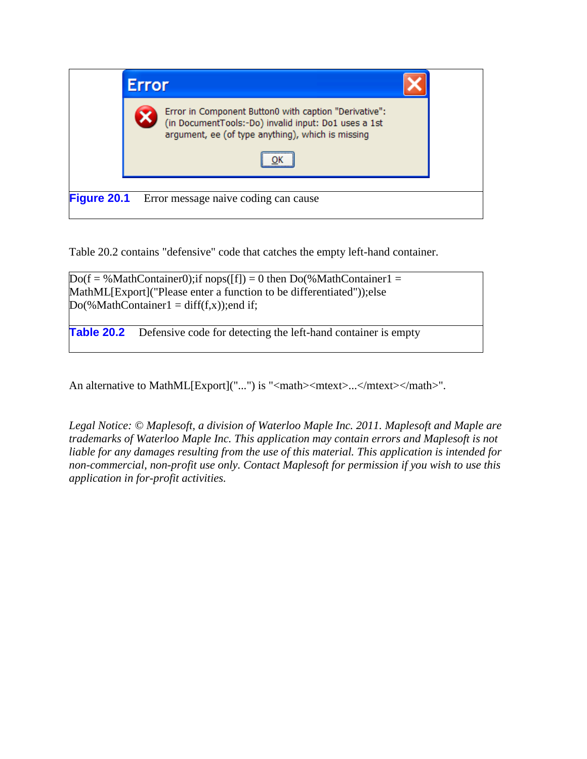Error in Component Button0 with caption "Derivative": (in DocumentTools:-Do) invalid input: Do1 uses a 1st argument, ee (of type anything), which is missing

OK

**Figure 20.1** Error message naive coding can cause

Table 20.2 contains "defensive" code that catches the empty left-hand container.

```
Do(f = %MathContainer0);if nops([f]) = 0 then Do(%MathContainer1 =
MathML[Export]("Please enter a function to be differentiated"));else
Do(%MathContainer1 = diff(f,x));end if;
```

**Table 20.2** Defensive code for detecting the left-hand container is empty

An alternative to MathML[Export]("...") is "<math><mtext>...</mtext></math>".

*Legal Notice: © Maplesoft, a division of Waterloo Maple Inc. 2011. Maplesoft and Maple are trademarks of Waterloo Maple Inc. This application may contain errors and Maplesoft is not liable for any damages resulting from the use of this material. This application is intended for non-commercial, non-profit use only. Contact Maplesoft for permission if you wish to use this application in for-profit activities.*